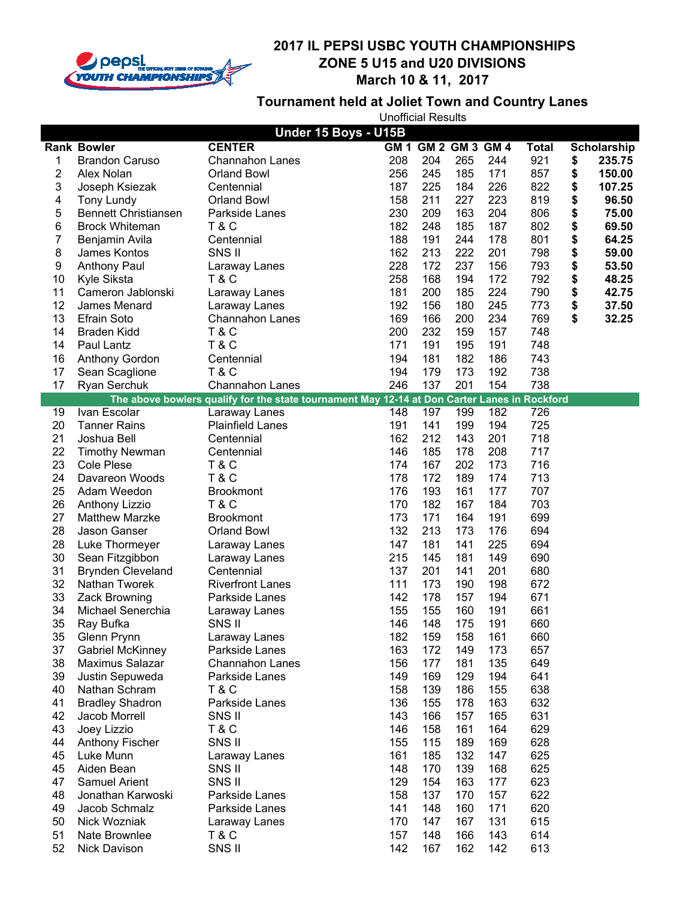# 2017 IL PEPSI USBC YOUTH CHAMPIONSHIPS
## ZONE 5 U15 and U20 DIVISIONS
### March 10 & 11, 2017

### Tournament held at Joliet Town and Country Lanes

Unofficial Results

| Under 15 Boys - U15B | | | | | | | | |
|---|---|---|---|---|---|---|---|---|
| **Rank** | **Bowler** | **CENTER** | **GM 1** | **GM 2** | **GM 3** | **GM 4** | **Total** | **Scholarship** |
| 1 | Brandon Caruso | Channahon Lanes | 208 | 204 | 265 | 244 | 921 | $ 235.75 |
| 2 | Alex Nolan | Orland Bowl | 256 | 245 | 185 | 171 | 857 | $ 150.00 |
| 3 | Joseph Ksiezak | Centennial | 187 | 225 | 184 | 226 | 822 | $ 107.25 |
| 4 | Tony Lundy | Orland Bowl | 158 | 211 | 227 | 223 | 819 | $ 96.50 |
| 5 | Bennett Christiansen | Parkside Lanes | 230 | 209 | 163 | 204 | 806 | $ 75.00 |
| 6 | Brock Whiteman | T & C | 182 | 248 | 185 | 187 | 802 | $ 69.50 |
| 7 | Benjamin Avila | Centennial | 188 | 191 | 244 | 178 | 801 | $ 64.25 |
| 8 | James Kontos | SNS II | 162 | 213 | 222 | 201 | 798 | $ 59.00 |
| 9 | Anthony Paul | Laraway Lanes | 228 | 172 | 237 | 156 | 793 | $ 53.50 |
| 10 | Kyle Siksta | T & C | 258 | 168 | 194 | 172 | 792 | $ 48.25 |
| 11 | Cameron Jablonski | Laraway Lanes | 181 | 200 | 185 | 224 | 790 | $ 42.75 |
| 12 | James Menard | Laraway Lanes | 192 | 156 | 180 | 245 | 773 | $ 37.50 |
| 13 | Efrain Soto | Channahon Lanes | 169 | 166 | 200 | 234 | 769 | $ 32.25 |
| 14 | Braden Kidd | T & C | 200 | 232 | 159 | 157 | 748 | |
| 14 | Paul Lantz | T & C | 171 | 191 | 195 | 191 | 748 | |
| 16 | Anthony Gordon | Centennial | 194 | 181 | 182 | 186 | 743 | |
| 17 | Sean Scaglione | T & C | 194 | 179 | 173 | 192 | 738 | |
| 17 | Ryan Serchuk | Channahon Lanes | 246 | 137 | 201 | 154 | 738 | |
| The above bowlers qualify for the state tournament May 12-14 at Don Carter Lanes in Rockford | | | | | | | | |
| 19 | Ivan Escolar | Laraway Lanes | 148 | 197 | 199 | 182 | 726 | |
| 20 | Tanner Rains | Plainfield Lanes | 191 | 141 | 199 | 194 | 725 | |
| 21 | Joshua Bell | Centennial | 162 | 212 | 143 | 201 | 718 | |
| 22 | Timothy Newman | Centennial | 146 | 185 | 178 | 208 | 717 | |
| 23 | Cole Plese | T & C | 174 | 167 | 202 | 173 | 716 | |
| 24 | Davareon Woods | T & C | 178 | 172 | 189 | 174 | 713 | |
| 25 | Adam Weedon | Brookmont | 176 | 193 | 161 | 177 | 707 | |
| 26 | Anthony Lizzio | T & C | 170 | 182 | 167 | 184 | 703 | |
| 27 | Matthew Marzke | Brookmont | 173 | 171 | 164 | 191 | 699 | |
| 28 | Jason Ganser | Orland Bowl | 132 | 213 | 173 | 176 | 694 | |
| 28 | Luke Thormeyer | Laraway Lanes | 147 | 181 | 141 | 225 | 694 | |
| 30 | Sean Fitzgibbon | Laraway Lanes | 215 | 145 | 181 | 149 | 690 | |
| 31 | Brynden Cleveland | Centennial | 137 | 201 | 141 | 201 | 680 | |
| 32 | Nathan Tworek | Riverfront Lanes | 111 | 173 | 190 | 198 | 672 | |
| 33 | Zack Browning | Parkside Lanes | 142 | 178 | 157 | 194 | 671 | |
| 34 | Michael Senerchia | Laraway Lanes | 155 | 155 | 160 | 191 | 661 | |
| 35 | Ray Bufka | SNS II | 146 | 148 | 175 | 191 | 660 | |
| 35 | Glenn Prynn | Laraway Lanes | 182 | 159 | 158 | 161 | 660 | |
| 37 | Gabriel McKinney | Parkside Lanes | 163 | 172 | 149 | 173 | 657 | |
| 38 | Maximus Salazar | Channahon Lanes | 156 | 177 | 181 | 135 | 649 | |
| 39 | Justin Sepuweda | Parkside Lanes | 149 | 169 | 129 | 194 | 641 | |
| 40 | Nathan Schram | T & C | 158 | 139 | 186 | 155 | 638 | |
| 41 | Bradley Shadron | Parkside Lanes | 136 | 155 | 178 | 163 | 632 | |
| 42 | Jacob Morrell | SNS II | 143 | 166 | 157 | 165 | 631 | |
| 43 | Joey Lizzio | T & C | 146 | 158 | 161 | 164 | 629 | |
| 44 | Anthony Fischer | SNS II | 155 | 115 | 189 | 169 | 628 | |
| 45 | Luke Munn | Laraway Lanes | 161 | 185 | 132 | 147 | 625 | |
| 45 | Aiden Bean | SNS II | 148 | 170 | 139 | 168 | 625 | |
| 47 | Samuel Arient | SNS II | 129 | 154 | 163 | 177 | 623 | |
| 48 | Jonathan Karwoski | Parkside Lanes | 158 | 137 | 170 | 157 | 622 | |
| 49 | Jacob Schmalz | Parkside Lanes | 141 | 148 | 160 | 171 | 620 | |
| 50 | Nick Wozniak | Laraway Lanes | 170 | 147 | 167 | 131 | 615 | |
| 51 | Nate Brownlee | T & C | 157 | 148 | 166 | 143 | 614 | |
| 52 | Nick Davison | SNS II | 142 | 167 | 162 | 142 | 613 | |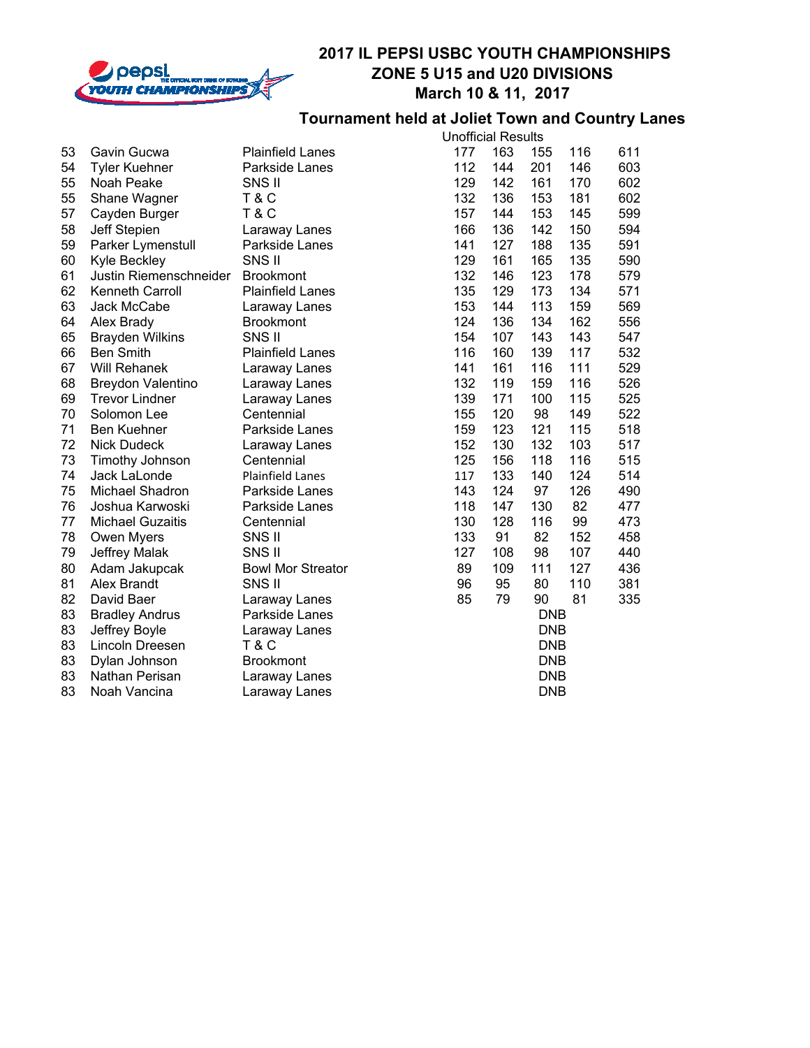## 2017 IL PEPSI USBC YOUTH CHAMPIONSHIPS
## ZONE 5 U15 and U20 DIVISIONS
## March 10 & 11, 2017

### Tournament held at Joliet Town and Country Lanes

Unofficial Results

| | | | | | | | |
|---|---|---|---|---|---|---|---|
| 53 | Gavin Gucwa | Plainfield Lanes | 177 | 163 | 155 | 116 | 611 |
| 54 | Tyler Kuehner | Parkside Lanes | 112 | 144 | 201 | 146 | 603 |
| 55 | Noah Peake | SNS II | 129 | 142 | 161 | 170 | 602 |
| 55 | Shane Wagner | T & C | 132 | 136 | 153 | 181 | 602 |
| 57 | Cayden Burger | T & C | 157 | 144 | 153 | 145 | 599 |
| 58 | Jeff Stepien | Laraway Lanes | 166 | 136 | 142 | 150 | 594 |
| 59 | Parker Lymenstull | Parkside Lanes | 141 | 127 | 188 | 135 | 591 |
| 60 | Kyle Beckley | SNS II | 129 | 161 | 165 | 135 | 590 |
| 61 | Justin Riemenschneider | Brookmont | 132 | 146 | 123 | 178 | 579 |
| 62 | Kenneth Carroll | Plainfield Lanes | 135 | 129 | 173 | 134 | 571 |
| 63 | Jack McCabe | Laraway Lanes | 153 | 144 | 113 | 159 | 569 |
| 64 | Alex Brady | Brookmont | 124 | 136 | 134 | 162 | 556 |
| 65 | Brayden Wilkins | SNS II | 154 | 107 | 143 | 143 | 547 |
| 66 | Ben Smith | Plainfield Lanes | 116 | 160 | 139 | 117 | 532 |
| 67 | Will Rehanek | Laraway Lanes | 141 | 161 | 116 | 111 | 529 |
| 68 | Breydon Valentino | Laraway Lanes | 132 | 119 | 159 | 116 | 526 |
| 69 | Trevor Lindner | Laraway Lanes | 139 | 171 | 100 | 115 | 525 |
| 70 | Solomon Lee | Centennial | 155 | 120 | 98 | 149 | 522 |
| 71 | Ben Kuehner | Parkside Lanes | 159 | 123 | 121 | 115 | 518 |
| 72 | Nick Dudeck | Laraway Lanes | 152 | 130 | 132 | 103 | 517 |
| 73 | Timothy Johnson | Centennial | 125 | 156 | 118 | 116 | 515 |
| 74 | Jack LaLonde | Plainfield Lanes | 117 | 133 | 140 | 124 | 514 |
| 75 | Michael Shadron | Parkside Lanes | 143 | 124 | 97 | 126 | 490 |
| 76 | Joshua Karwoski | Parkside Lanes | 118 | 147 | 130 | 82 | 477 |
| 77 | Michael Guzaitis | Centennial | 130 | 128 | 116 | 99 | 473 |
| 78 | Owen Myers | SNS II | 133 | 91 | 82 | 152 | 458 |
| 79 | Jeffrey Malak | SNS II | 127 | 108 | 98 | 107 | 440 |
| 80 | Adam Jakupcak | Bowl Mor Streator | 89 | 109 | 111 | 127 | 436 |
| 81 | Alex Brandt | SNS II | 96 | 95 | 80 | 110 | 381 |
| 82 | David Baer | Laraway Lanes | 85 | 79 | 90 | 81 | 335 |
| 83 | Bradley Andrus | Parkside Lanes | | | DNB | | |
| 83 | Jeffrey Boyle | Laraway Lanes | | | DNB | | |
| 83 | Lincoln Dreesen | T & C | | | DNB | | |
| 83 | Dylan Johnson | Brookmont | | | DNB | | |
| 83 | Nathan Perisan | Laraway Lanes | | | DNB | | |
| 83 | Noah Vancina | Laraway Lanes | | | DNB | | |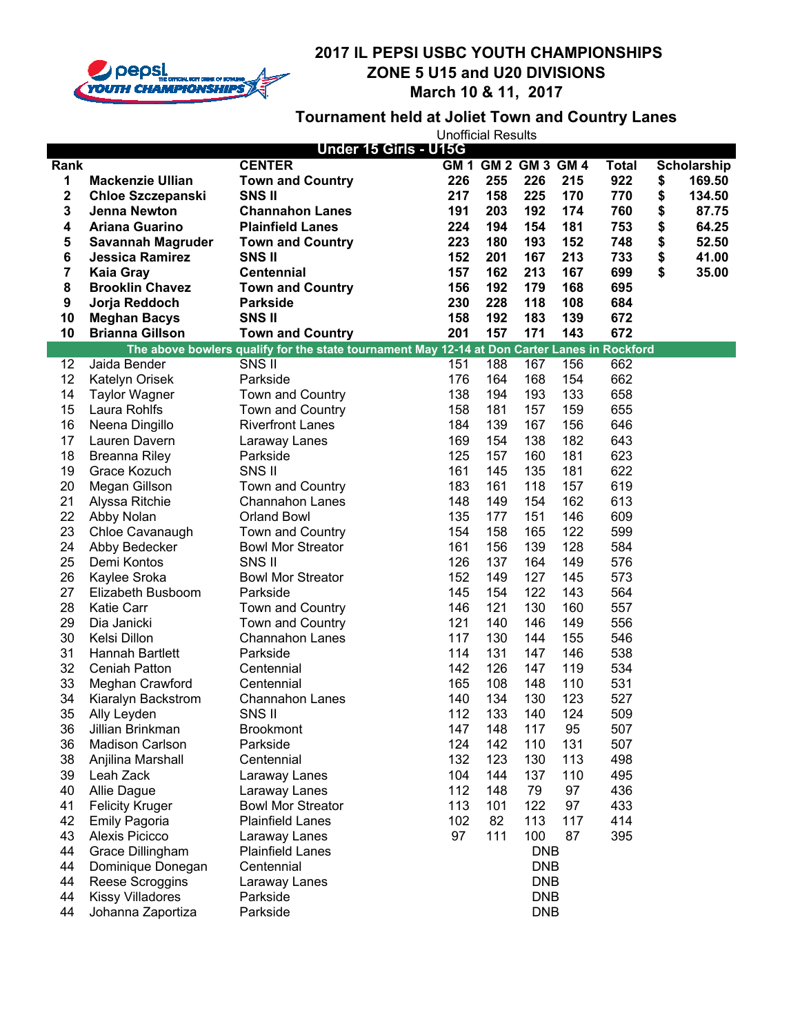# 2017 IL PEPSI USBC YOUTH CHAMPIONSHIPS
## ZONE 5 U15 and U20 DIVISIONS
### March 10 & 11, 2017

### Tournament held at Joliet Town and Country Lanes

Unofficial Results

**Under 15 Girls - U15G**

| Rank | | CENTER | GM 1 | GM 2 | GM 3 | GM 4 | Total | Scholarship |
|---|---|---|---|---|---|---|---|---|
| **1** | **Mackenzie Ullian** | **Town and Country** | **226** | **255** | **226** | **215** | **922** | **$ 169.50** |
| **2** | **Chloe Szczepanski** | **SNS II** | **217** | **158** | **225** | **170** | **770** | **$ 134.50** |
| **3** | **Jenna Newton** | **Channahon Lanes** | **191** | **203** | **192** | **174** | **760** | **$ 87.75** |
| **4** | **Ariana Guarino** | **Plainfield Lanes** | **224** | **194** | **154** | **181** | **753** | **$ 64.25** |
| **5** | **Savannah Magruder** | **Town and Country** | **223** | **180** | **193** | **152** | **748** | **$ 52.50** |
| **6** | **Jessica Ramirez** | **SNS II** | **152** | **201** | **167** | **213** | **733** | **$ 41.00** |
| **7** | **Kaia Gray** | **Centennial** | **157** | **162** | **213** | **167** | **699** | **$ 35.00** |
| **8** | **Brooklin Chavez** | **Town and Country** | **156** | **192** | **179** | **168** | **695** | |
| **9** | **Jorja Reddoch** | **Parkside** | **230** | **228** | **118** | **108** | **684** | |
| **10** | **Meghan Bacys** | **SNS II** | **158** | **192** | **183** | **139** | **672** | |
| **10** | **Brianna Gillson** | **Town and Country** | **201** | **157** | **171** | **143** | **672** | |
| **The above bowlers qualify for the state tournament May 12-14 at Don Carter Lanes in Rockford** | | | | | | | | |
| 12 | Jaida Bender | SNS II | 151 | 188 | 167 | 156 | 662 | |
| 12 | Katelyn Orisek | Parkside | 176 | 164 | 168 | 154 | 662 | |
| 14 | Taylor Wagner | Town and Country | 138 | 194 | 193 | 133 | 658 | |
| 15 | Laura Rohlfs | Town and Country | 158 | 181 | 157 | 159 | 655 | |
| 16 | Neena Dingillo | Riverfront Lanes | 184 | 139 | 167 | 156 | 646 | |
| 17 | Lauren Davern | Laraway Lanes | 169 | 154 | 138 | 182 | 643 | |
| 18 | Breanna Riley | Parkside | 125 | 157 | 160 | 181 | 623 | |
| 19 | Grace Kozuch | SNS II | 161 | 145 | 135 | 181 | 622 | |
| 20 | Megan Gillson | Town and Country | 183 | 161 | 118 | 157 | 619 | |
| 21 | Alyssa Ritchie | Channahon Lanes | 148 | 149 | 154 | 162 | 613 | |
| 22 | Abby Nolan | Orland Bowl | 135 | 177 | 151 | 146 | 609 | |
| 23 | Chloe Cavanaugh | Town and Country | 154 | 158 | 165 | 122 | 599 | |
| 24 | Abby Bedecker | Bowl Mor Streator | 161 | 156 | 139 | 128 | 584 | |
| 25 | Demi Kontos | SNS II | 126 | 137 | 164 | 149 | 576 | |
| 26 | Kaylee Sroka | Bowl Mor Streator | 152 | 149 | 127 | 145 | 573 | |
| 27 | Elizabeth Busboom | Parkside | 145 | 154 | 122 | 143 | 564 | |
| 28 | Katie Carr | Town and Country | 146 | 121 | 130 | 160 | 557 | |
| 29 | Dia Janicki | Town and Country | 121 | 140 | 146 | 149 | 556 | |
| 30 | Kelsi Dillon | Channahon Lanes | 117 | 130 | 144 | 155 | 546 | |
| 31 | Hannah Bartlett | Parkside | 114 | 131 | 147 | 146 | 538 | |
| 32 | Ceniah Patton | Centennial | 142 | 126 | 147 | 119 | 534 | |
| 33 | Meghan Crawford | Centennial | 165 | 108 | 148 | 110 | 531 | |
| 34 | Kiaralyn Backstrom | Channahon Lanes | 140 | 134 | 130 | 123 | 527 | |
| 35 | Ally Leyden | SNS II | 112 | 133 | 140 | 124 | 509 | |
| 36 | Jillian Brinkman | Brookmont | 147 | 148 | 117 | 95 | 507 | |
| 36 | Madison Carlson | Parkside | 124 | 142 | 110 | 131 | 507 | |
| 38 | Anjilina Marshall | Centennial | 132 | 123 | 130 | 113 | 498 | |
| 39 | Leah Zack | Laraway Lanes | 104 | 144 | 137 | 110 | 495 | |
| 40 | Allie Dague | Laraway Lanes | 112 | 148 | 79 | 97 | 436 | |
| 41 | Felicity Kruger | Bowl Mor Streator | 113 | 101 | 122 | 97 | 433 | |
| 42 | Emily Pagoria | Plainfield Lanes | 102 | 82 | 113 | 117 | 414 | |
| 43 | Alexis Picicco | Laraway Lanes | 97 | 111 | 100 | 87 | 395 | |
| 44 | Grace Dillingham | Plainfield Lanes | | | DNB | | | |
| 44 | Dominique Donegan | Centennial | | | DNB | | | |
| 44 | Reese Scroggins | Laraway Lanes | | | DNB | | | |
| 44 | Kissy Villadores | Parkside | | | DNB | | | |
| 44 | Johanna Zaportiza | Parkside | | | DNB | | | |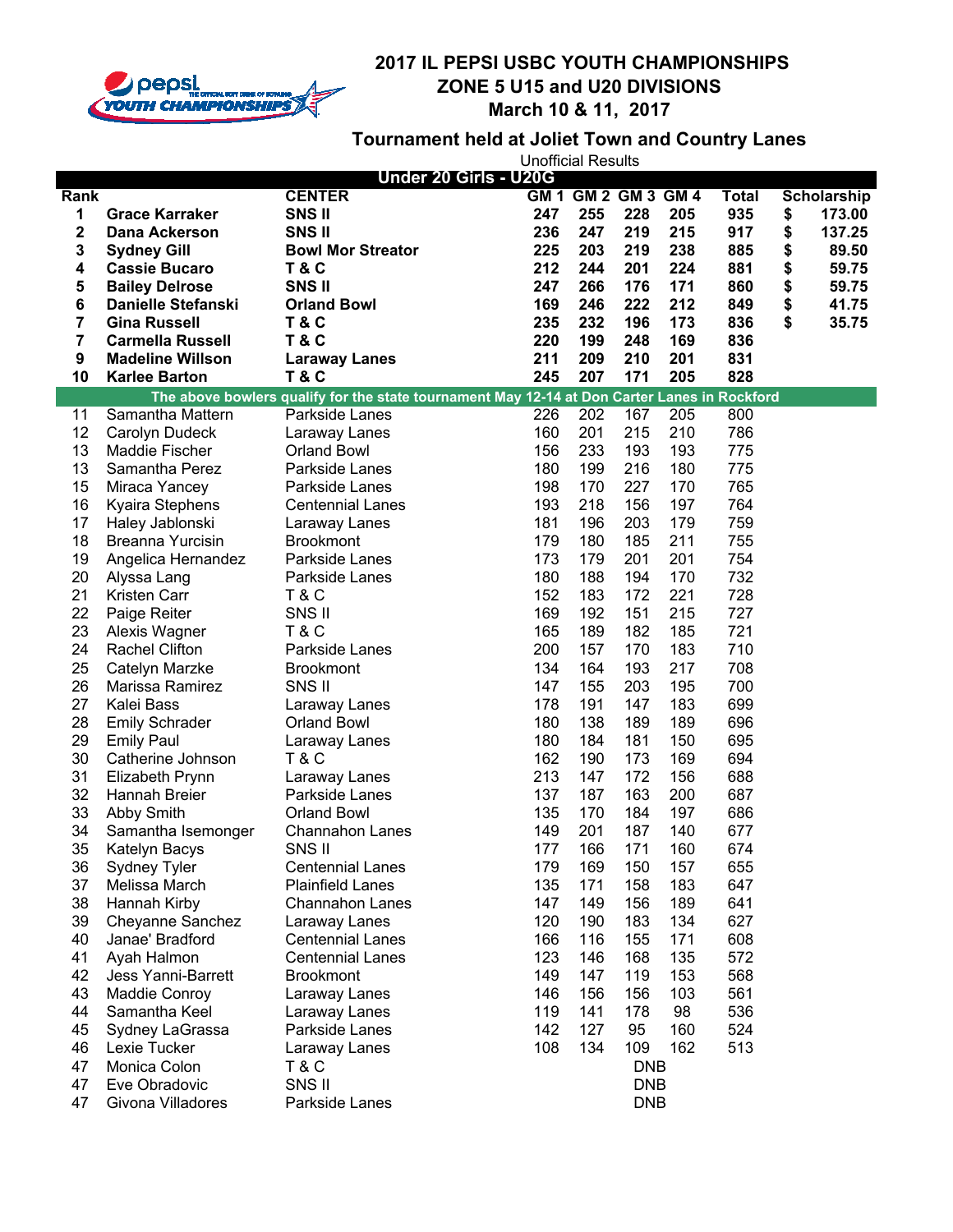# 2017 IL PEPSI USBC YOUTH CHAMPIONSHIPS
## ZONE 5 U15 and U20 DIVISIONS
## March 10 & 11, 2017

### Tournament held at Joliet Town and Country Lanes

Unofficial Results

**Under 20 Girls - U20G**

| Rank | | CENTER | GM 1 | GM 2 | GM 3 | GM 4 | Total | Scholarship |
|---|---|---|---|---|---|---|---|---|
| **1** | **Grace Karraker** | **SNS II** | **247** | **255** | **228** | **205** | **935** | **$ 173.00** |
| **2** | **Dana Ackerson** | **SNS II** | **236** | **247** | **219** | **215** | **917** | **$ 137.25** |
| **3** | **Sydney Gill** | **Bowl Mor Streator** | **225** | **203** | **219** | **238** | **885** | **$ 89.50** |
| **4** | **Cassie Bucaro** | **T & C** | **212** | **244** | **201** | **224** | **881** | **$ 59.75** |
| **5** | **Bailey Delrose** | **SNS II** | **247** | **266** | **176** | **171** | **860** | **$ 59.75** |
| **6** | **Danielle Stefanski** | **Orland Bowl** | **169** | **246** | **222** | **212** | **849** | **$ 41.75** |
| **7** | **Gina Russell** | **T & C** | **235** | **232** | **196** | **173** | **836** | **$ 35.75** |
| **7** | **Carmella Russell** | **T & C** | **220** | **199** | **248** | **169** | **836** | |
| **9** | **Madeline Willson** | **Laraway Lanes** | **211** | **209** | **210** | **201** | **831** | |
| **10** | **Karlee Barton** | **T & C** | **245** | **207** | **171** | **205** | **828** | |
| | **The above bowlers qualify for the state tournament May 12-14 at Don Carter Lanes in Rockford** | | | | | | | |
| 11 | Samantha Mattern | Parkside Lanes | 226 | 202 | 167 | 205 | 800 | |
| 12 | Carolyn Dudeck | Laraway Lanes | 160 | 201 | 215 | 210 | 786 | |
| 13 | Maddie Fischer | Orland Bowl | 156 | 233 | 193 | 193 | 775 | |
| 13 | Samantha Perez | Parkside Lanes | 180 | 199 | 216 | 180 | 775 | |
| 15 | Miraca Yancey | Parkside Lanes | 198 | 170 | 227 | 170 | 765 | |
| 16 | Kyaira Stephens | Centennial Lanes | 193 | 218 | 156 | 197 | 764 | |
| 17 | Haley Jablonski | Laraway Lanes | 181 | 196 | 203 | 179 | 759 | |
| 18 | Breanna Yurcisin | Brookmont | 179 | 180 | 185 | 211 | 755 | |
| 19 | Angelica Hernandez | Parkside Lanes | 173 | 179 | 201 | 201 | 754 | |
| 20 | Alyssa Lang | Parkside Lanes | 180 | 188 | 194 | 170 | 732 | |
| 21 | Kristen Carr | T & C | 152 | 183 | 172 | 221 | 728 | |
| 22 | Paige Reiter | SNS II | 169 | 192 | 151 | 215 | 727 | |
| 23 | Alexis Wagner | T & C | 165 | 189 | 182 | 185 | 721 | |
| 24 | Rachel Clifton | Parkside Lanes | 200 | 157 | 170 | 183 | 710 | |
| 25 | Catelyn Marzke | Brookmont | 134 | 164 | 193 | 217 | 708 | |
| 26 | Marissa Ramirez | SNS II | 147 | 155 | 203 | 195 | 700 | |
| 27 | Kalei Bass | Laraway Lanes | 178 | 191 | 147 | 183 | 699 | |
| 28 | Emily Schrader | Orland Bowl | 180 | 138 | 189 | 189 | 696 | |
| 29 | Emily Paul | Laraway Lanes | 180 | 184 | 181 | 150 | 695 | |
| 30 | Catherine Johnson | T & C | 162 | 190 | 173 | 169 | 694 | |
| 31 | Elizabeth Prynn | Laraway Lanes | 213 | 147 | 172 | 156 | 688 | |
| 32 | Hannah Breier | Parkside Lanes | 137 | 187 | 163 | 200 | 687 | |
| 33 | Abby Smith | Orland Bowl | 135 | 170 | 184 | 197 | 686 | |
| 34 | Samantha Isemonger | Channahon Lanes | 149 | 201 | 187 | 140 | 677 | |
| 35 | Katelyn Bacys | SNS II | 177 | 166 | 171 | 160 | 674 | |
| 36 | Sydney Tyler | Centennial Lanes | 179 | 169 | 150 | 157 | 655 | |
| 37 | Melissa March | Plainfield Lanes | 135 | 171 | 158 | 183 | 647 | |
| 38 | Hannah Kirby | Channahon Lanes | 147 | 149 | 156 | 189 | 641 | |
| 39 | Cheyanne Sanchez | Laraway Lanes | 120 | 190 | 183 | 134 | 627 | |
| 40 | Janae' Bradford | Centennial Lanes | 166 | 116 | 155 | 171 | 608 | |
| 41 | Ayah Halmon | Centennial Lanes | 123 | 146 | 168 | 135 | 572 | |
| 42 | Jess Yanni-Barrett | Brookmont | 149 | 147 | 119 | 153 | 568 | |
| 43 | Maddie Conroy | Laraway Lanes | 146 | 156 | 156 | 103 | 561 | |
| 44 | Samantha Keel | Laraway Lanes | 119 | 141 | 178 | 98 | 536 | |
| 45 | Sydney LaGrassa | Parkside Lanes | 142 | 127 | 95 | 160 | 524 | |
| 46 | Lexie Tucker | Laraway Lanes | 108 | 134 | 109 | 162 | 513 | |
| 47 | Monica Colon | T & C | | | DNB | | | |
| 47 | Eve Obradovic | SNS II | | | DNB | | | |
| 47 | Givona Villadores | Parkside Lanes | | | DNB | | | |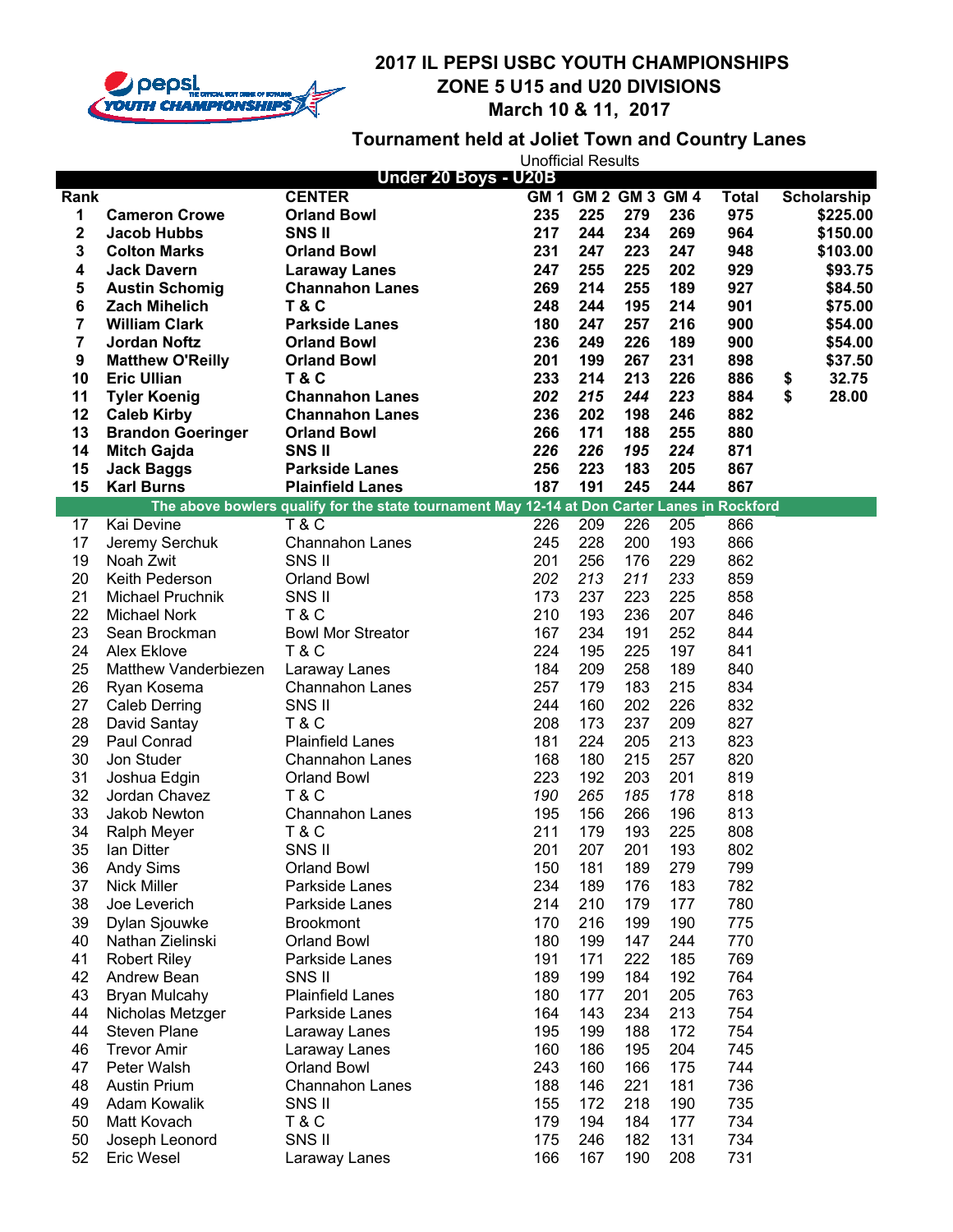# 2017 IL PEPSI USBC YOUTH CHAMPIONSHIPS
## ZONE 5 U15 and U20 DIVISIONS
## March 10 & 11, 2017

### Tournament held at Joliet Town and Country Lanes

Unofficial Results

**Under 20 Boys - U20B**

| Rank | | CENTER | GM 1 | GM 2 | GM 3 | GM 4 | Total | Scholarship |
|---|---|---|---|---|---|---|---|---|
| **1** | **Cameron Crowe** | **Orland Bowl** | **235** | **225** | **279** | **236** | **975** | **$225.00** |
| **2** | **Jacob Hubbs** | **SNS II** | **217** | **244** | **234** | **269** | **964** | **$150.00** |
| **3** | **Colton Marks** | **Orland Bowl** | **231** | **247** | **223** | **247** | **948** | **$103.00** |
| **4** | **Jack Davern** | **Laraway Lanes** | **247** | **255** | **225** | **202** | **929** | **$93.75** |
| **5** | **Austin Schomig** | **Channahon Lanes** | **269** | **214** | **255** | **189** | **927** | **$84.50** |
| **6** | **Zach Mihelich** | **T & C** | **248** | **244** | **195** | **214** | **901** | **$75.00** |
| **7** | **William Clark** | **Parkside Lanes** | **180** | **247** | **257** | **216** | **900** | **$54.00** |
| **7** | **Jordan Noftz** | **Orland Bowl** | **236** | **249** | **226** | **189** | **900** | **$54.00** |
| **9** | **Matthew O'Reilly** | **Orland Bowl** | **201** | **199** | **267** | **231** | **898** | **$37.50** |
| **10** | **Eric Ullian** | **T & C** | **233** | **214** | **213** | **226** | **886** | **$ 32.75** |
| **11** | **Tyler Koenig** | **Channahon Lanes** | ***202*** | ***215*** | ***244*** | ***223*** | **884** | **$ 28.00** |
| **12** | **Caleb Kirby** | **Channahon Lanes** | **236** | **202** | **198** | **246** | **882** | |
| **13** | **Brandon Goeringer** | **Orland Bowl** | **266** | **171** | **188** | **255** | **880** | |
| **14** | **Mitch Gajda** | **SNS II** | ***226*** | ***226*** | ***195*** | ***224*** | **871** | |
| **15** | **Jack Baggs** | **Parkside Lanes** | **256** | **223** | **183** | **205** | **867** | |
| **15** | **Karl Burns** | **Plainfield Lanes** | **187** | **191** | **245** | **244** | **867** | |
| **The above bowlers qualify for the state tournament May 12-14 at Don Carter Lanes in Rockford** | | | | | | | | |
| 17 | Kai Devine | T & C | 226 | 209 | 226 | 205 | 866 | |
| 17 | Jeremy Serchuk | Channahon Lanes | 245 | 228 | 200 | 193 | 866 | |
| 19 | Noah Zwit | SNS II | 201 | 256 | 176 | 229 | 862 | |
| 20 | Keith Pederson | Orland Bowl | *202* | *213* | *211* | *233* | 859 | |
| 21 | Michael Pruchnik | SNS II | 173 | 237 | 223 | 225 | 858 | |
| 22 | Michael Nork | T & C | 210 | 193 | 236 | 207 | 846 | |
| 23 | Sean Brockman | Bowl Mor Streator | 167 | 234 | 191 | 252 | 844 | |
| 24 | Alex Eklove | T & C | 224 | 195 | 225 | 197 | 841 | |
| 25 | Matthew Vanderbiezen | Laraway Lanes | 184 | 209 | 258 | 189 | 840 | |
| 26 | Ryan Kosema | Channahon Lanes | 257 | 179 | 183 | 215 | 834 | |
| 27 | Caleb Derring | SNS II | 244 | 160 | 202 | 226 | 832 | |
| 28 | David Santay | T & C | 208 | 173 | 237 | 209 | 827 | |
| 29 | Paul Conrad | Plainfield Lanes | 181 | 224 | 205 | 213 | 823 | |
| 30 | Jon Studer | Channahon Lanes | 168 | 180 | 215 | 257 | 820 | |
| 31 | Joshua Edgin | Orland Bowl | 223 | 192 | 203 | 201 | 819 | |
| 32 | Jordan Chavez | T & C | *190* | *265* | *185* | *178* | 818 | |
| 33 | Jakob Newton | Channahon Lanes | 195 | 156 | 266 | 196 | 813 | |
| 34 | Ralph Meyer | T & C | 211 | 179 | 193 | 225 | 808 | |
| 35 | Ian Ditter | SNS II | 201 | 207 | 201 | 193 | 802 | |
| 36 | Andy Sims | Orland Bowl | 150 | 181 | 189 | 279 | 799 | |
| 37 | Nick Miller | Parkside Lanes | 234 | 189 | 176 | 183 | 782 | |
| 38 | Joe Leverich | Parkside Lanes | 214 | 210 | 179 | 177 | 780 | |
| 39 | Dylan Sjouwke | Brookmont | 170 | 216 | 199 | 190 | 775 | |
| 40 | Nathan Zielinski | Orland Bowl | 180 | 199 | 147 | 244 | 770 | |
| 41 | Robert Riley | Parkside Lanes | 191 | 171 | 222 | 185 | 769 | |
| 42 | Andrew Bean | SNS II | 189 | 199 | 184 | 192 | 764 | |
| 43 | Bryan Mulcahy | Plainfield Lanes | 180 | 177 | 201 | 205 | 763 | |
| 44 | Nicholas Metzger | Parkside Lanes | 164 | 143 | 234 | 213 | 754 | |
| 44 | Steven Plane | Laraway Lanes | 195 | 199 | 188 | 172 | 754 | |
| 46 | Trevor Amir | Laraway Lanes | 160 | 186 | 195 | 204 | 745 | |
| 47 | Peter Walsh | Orland Bowl | 243 | 160 | 166 | 175 | 744 | |
| 48 | Austin Prium | Channahon Lanes | 188 | 146 | 221 | 181 | 736 | |
| 49 | Adam Kowalik | SNS II | 155 | 172 | 218 | 190 | 735 | |
| 50 | Matt Kovach | T & C | 179 | 194 | 184 | 177 | 734 | |
| 50 | Joseph Leonord | SNS II | 175 | 246 | 182 | 131 | 734 | |
| 52 | Eric Wesel | Laraway Lanes | 166 | 167 | 190 | 208 | 731 | |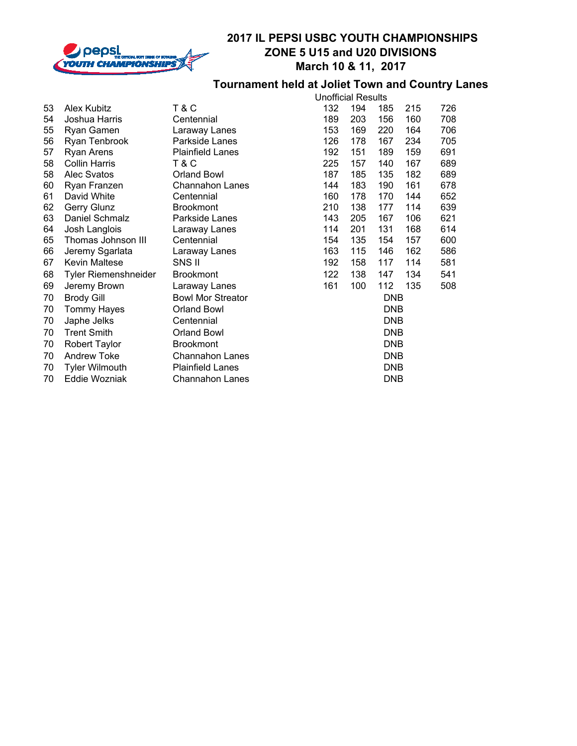## 2017 IL PEPSI USBC YOUTH CHAMPIONSHIPS
## ZONE 5 U15 and U20 DIVISIONS
## March 10 & 11, 2017

### Tournament held at Joliet Town and Country Lanes

Unofficial Results

| | | | | | | | |
|---|---|---|---|---|---|---|---|
| 53 | Alex Kubitz | T & C | 132 | 194 | 185 | 215 | 726 |
| 54 | Joshua Harris | Centennial | 189 | 203 | 156 | 160 | 708 |
| 55 | Ryan Gamen | Laraway Lanes | 153 | 169 | 220 | 164 | 706 |
| 56 | Ryan Tenbrook | Parkside Lanes | 126 | 178 | 167 | 234 | 705 |
| 57 | Ryan Arens | Plainfield Lanes | 192 | 151 | 189 | 159 | 691 |
| 58 | Collin Harris | T & C | 225 | 157 | 140 | 167 | 689 |
| 58 | Alec Svatos | Orland Bowl | 187 | 185 | 135 | 182 | 689 |
| 60 | Ryan Franzen | Channahon Lanes | 144 | 183 | 190 | 161 | 678 |
| 61 | David White | Centennial | 160 | 178 | 170 | 144 | 652 |
| 62 | Gerry Glunz | Brookmont | 210 | 138 | 177 | 114 | 639 |
| 63 | Daniel Schmalz | Parkside Lanes | 143 | 205 | 167 | 106 | 621 |
| 64 | Josh Langlois | Laraway Lanes | 114 | 201 | 131 | 168 | 614 |
| 65 | Thomas Johnson III | Centennial | 154 | 135 | 154 | 157 | 600 |
| 66 | Jeremy Sgarlata | Laraway Lanes | 163 | 115 | 146 | 162 | 586 |
| 67 | Kevin Maltese | SNS II | 192 | 158 | 117 | 114 | 581 |
| 68 | Tyler Riemenshneider | Brookmont | 122 | 138 | 147 | 134 | 541 |
| 69 | Jeremy Brown | Laraway Lanes | 161 | 100 | 112 | 135 | 508 |
| 70 | Brody Gill | Bowl Mor Streator | | | DNB | | |
| 70 | Tommy Hayes | Orland Bowl | | | DNB | | |
| 70 | Japhe Jelks | Centennial | | | DNB | | |
| 70 | Trent Smith | Orland Bowl | | | DNB | | |
| 70 | Robert Taylor | Brookmont | | | DNB | | |
| 70 | Andrew Toke | Channahon Lanes | | | DNB | | |
| 70 | Tyler Wilmouth | Plainfield Lanes | | | DNB | | |
| 70 | Eddie Wozniak | Channahon Lanes | | | DNB | | |